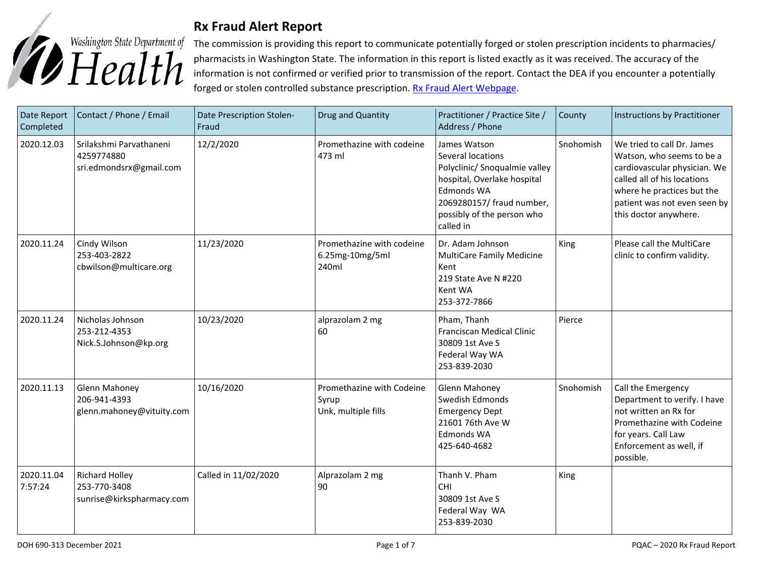# Rx Fraud Alert Report

Washington State Department of Health

The commission is providing this report to communicate potentially forged or stolen prescription incidents to pharmacies/ pharmacists in Washington State. The information in this report is listed exactly as it was received. The accuracy of the information is not confirmed or verified prior to transmission of the report. Contact the DEA if you encounter a potentially forged or stolen controlled substance prescription. [Rx Fraud Alert Webpage](#).

| Date Report Completed | Contact / Phone / Email | Date Prescription Stolen-Fraud | Drug and Quantity | Practitioner / Practice Site / Address / Phone | County | Instructions by Practitioner |
|---|---|---|---|---|---|---|
| 2020.12.03 | Srilakshmi Parvathaneni<br>4259774880<br>sri.edmondsrx@gmail.com | 12/2/2020 | Promethazine with codeine<br>473 ml | James Watson<br>Several locations<br>Polyclinic/ Snoqualmie valley hospital, Overlake hospital<br>Edmonds WA<br>2069280157/ fraud number, possibly of the person who called in | Snohomish | We tried to call Dr. James Watson, who seems to be a cardiovascular physician. We called all of his locations where he practices but the patient was not even seen by this doctor anywhere. |
| 2020.11.24 | Cindy Wilson<br>253-403-2822<br>cbwilson@multicare.org | 11/23/2020 | Promethazine with codeine<br>6.25mg-10mg/5ml<br>240ml | Dr. Adam Johnson<br>MultiCare Family Medicine Kent<br>219 State Ave N #220<br>Kent WA<br>253-372-7866 | King | Please call the MultiCare clinic to confirm validity. |
| 2020.11.24 | Nicholas Johnson<br>253-212-4353<br>Nick.S.Johnson@kp.org | 10/23/2020 | alprazolam 2 mg<br>60 | Pham, Thanh<br>Franciscan Medical Clinic<br>30809 1st Ave S<br>Federal Way WA<br>253-839-2030 | Pierce | |
| 2020.11.13 | Glenn Mahoney<br>206-941-4393<br>glenn.mahoney@vituity.com | 10/16/2020 | Promethazine with Codeine Syrup<br>Unk, multiple fills | Glenn Mahoney<br>Swedish Edmonds<br>Emergency Dept<br>21601 76th Ave W<br>Edmonds WA<br>425-640-4682 | Snohomish | Call the Emergency Department to verify. I have not written an Rx for Promethazine with Codeine for years. Call Law Enforcement as well, if possible. |
| 2020.11.04<br>7:57:24 | Richard Holley<br>253-770-3408<br>sunrise@kirkspharmacy.com | Called in 11/02/2020 | Alprazolam 2 mg<br>90 | Thanh V. Pham<br>CHI<br>30809 1st Ave S<br>Federal Way WA<br>253-839-2030 | King | |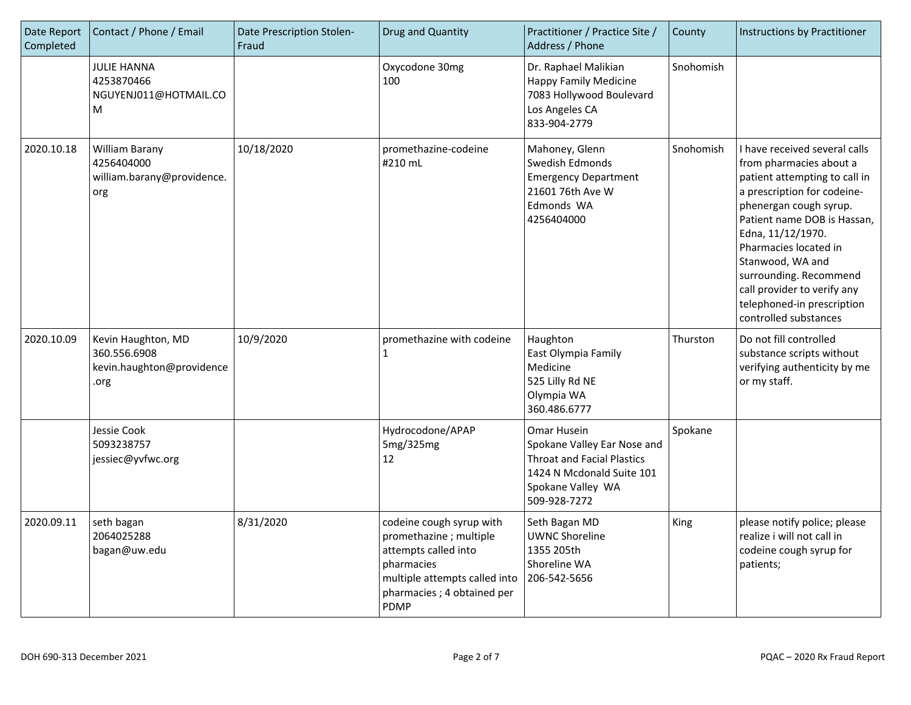| Date Report Completed | Contact / Phone / Email | Date Prescription Stolen-Fraud | Drug and Quantity | Practitioner / Practice Site / Address / Phone | County | Instructions by Practitioner |
|---|---|---|---|---|---|---|
| | JULIE HANNA<br>4253870466<br>NGUYENJ011@HOTMAIL.COM | | Oxycodone 30mg<br>100 | Dr. Raphael Malikian<br>Happy Family Medicine<br>7083 Hollywood Boulevard<br>Los Angeles CA<br>833-904-2779 | Snohomish | |
| 2020.10.18 | William Barany<br>4256404000<br>william.barany@providence.org | 10/18/2020 | promethazine-codeine<br>#210 mL | Mahoney, Glenn<br>Swedish Edmonds<br>Emergency Department<br>21601 76th Ave W<br>Edmonds WA<br>4256404000 | Snohomish | I have received several calls from pharmacies about a patient attempting to call in a prescription for codeine-phenergan cough syrup. Patient name DOB is Hassan, Edna, 11/12/1970. Pharmacies located in Stanwood, WA and surrounding. Recommend call provider to verify any telephoned-in prescription controlled substances |
| 2020.10.09 | Kevin Haughton, MD<br>360.556.6908<br>kevin.haughton@providence.org | 10/9/2020 | promethazine with codeine<br>1 | Haughton<br>East Olympia Family Medicine<br>525 Lilly Rd NE<br>Olympia WA<br>360.486.6777 | Thurston | Do not fill controlled substance scripts without verifying authenticity by me or my staff. |
| | Jessie Cook<br>5093238757<br>jessiec@yvfwc.org | | Hydrocodone/APAP<br>5mg/325mg<br>12 | Omar Husein<br>Spokane Valley Ear Nose and Throat and Facial Plastics<br>1424 N Mcdonald Suite 101<br>Spokane Valley WA<br>509-928-7272 | Spokane | |
| 2020.09.11 | seth bagan<br>2064025288<br>bagan@uw.edu | 8/31/2020 | codeine cough syrup with promethazine ; multiple attempts called into pharmacies<br>multiple attempts called into pharmacies ; 4 obtained per PDMP | Seth Bagan MD<br>UWNC Shoreline<br>1355 205th<br>Shoreline WA<br>206-542-5656 | King | please notify police; please realize i will not call in codeine cough syrup for patients; |

DOH 690-313 December 2021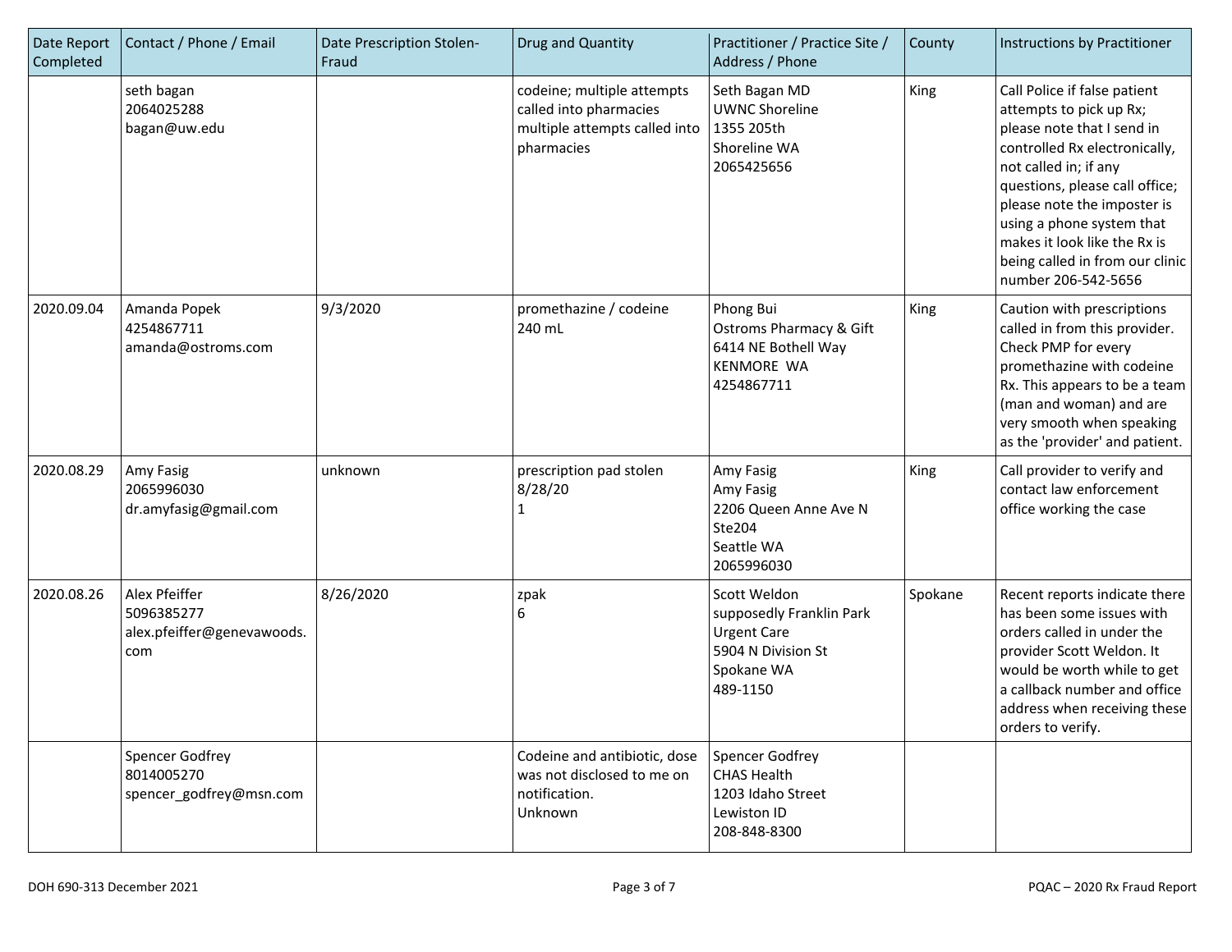| Date Report Completed | Contact / Phone / Email | Date Prescription Stolen-Fraud | Drug and Quantity | Practitioner / Practice Site / Address / Phone | County | Instructions by Practitioner |
|---|---|---|---|---|---|---|
| | seth bagan<br>2064025288<br>bagan@uw.edu | | codeine; multiple attempts called into pharmacies multiple attempts called into pharmacies | Seth Bagan MD<br>UWNC Shoreline<br>1355 205th<br>Shoreline WA<br>2065425656 | King | Call Police if false patient attempts to pick up Rx; please note that I send in controlled Rx electronically, not called in; if any questions, please call office; please note the imposter is using a phone system that makes it look like the Rx is being called in from our clinic number 206-542-5656 |
| 2020.09.04 | Amanda Popek<br>4254867711<br>amanda@ostroms.com | 9/3/2020 | promethazine / codeine<br>240 mL | Phong Bui<br>Ostroms Pharmacy & Gift<br>6414 NE Bothell Way<br>KENMORE WA<br>4254867711 | King | Caution with prescriptions called in from this provider. Check PMP for every promethazine with codeine Rx. This appears to be a team (man and woman) and are very smooth when speaking as the 'provider' and patient. |
| 2020.08.29 | Amy Fasig<br>2065996030<br>dr.amyfasig@gmail.com | unknown | prescription pad stolen<br>8/28/20<br>1 | Amy Fasig<br>Amy Fasig<br>2206 Queen Anne Ave N Ste204<br>Seattle WA<br>2065996030 | King | Call provider to verify and contact law enforcement office working the case |
| 2020.08.26 | Alex Pfeiffer<br>5096385277<br>alex.pfeiffer@genevawoods.com | 8/26/2020 | zpak<br>6 | Scott Weldon<br>supposedly Franklin Park Urgent Care<br>5904 N Division St<br>Spokane WA<br>489-1150 | Spokane | Recent reports indicate there has been some issues with orders called in under the provider Scott Weldon. It would be worth while to get a callback number and office address when receiving these orders to verify. |
| | Spencer Godfrey<br>8014005270<br>spencer_godfrey@msn.com | | Codeine and antibiotic, dose was not disclosed to me on notification.<br>Unknown | Spencer Godfrey<br>CHAS Health<br>1203 Idaho Street<br>Lewiston ID<br>208-848-8300 | | |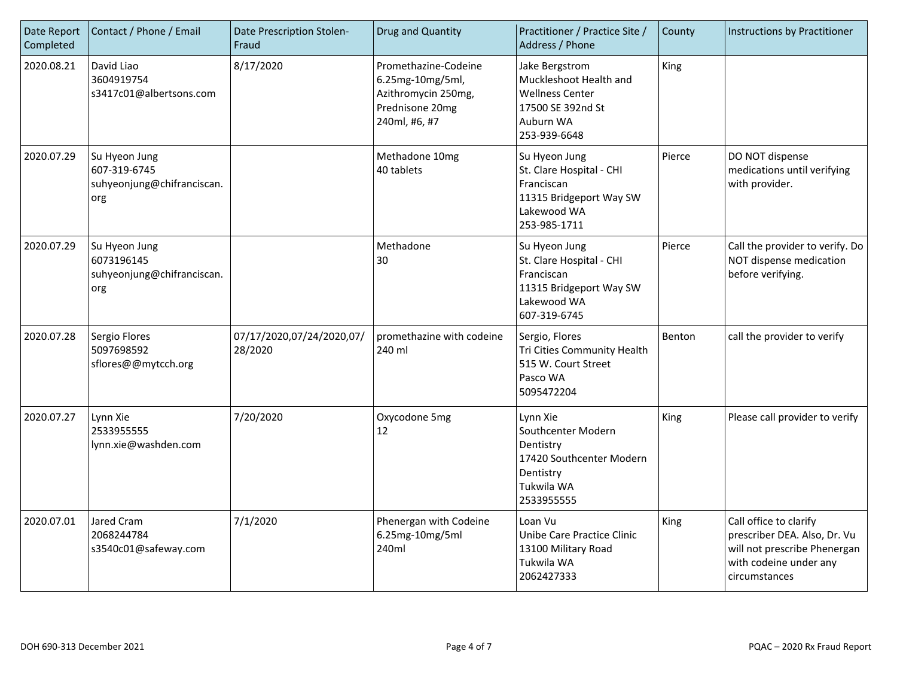| Date Report Completed | Contact / Phone / Email | Date Prescription Stolen-Fraud | Drug and Quantity | Practitioner / Practice Site / Address / Phone | County | Instructions by Practitioner |
|---|---|---|---|---|---|---|
| 2020.08.21 | David Liao<br>3604919754<br>s3417c01@albertsons.com | 8/17/2020 | Promethazine-Codeine 6.25mg-10mg/5ml, Azithromycin 250mg, Prednisone 20mg<br>240ml, #6, #7 | Jake Bergstrom<br>Muckleshoot Health and Wellness Center<br>17500 SE 392nd St<br>Auburn WA<br>253-939-6648 | King | |
| 2020.07.29 | Su Hyeon Jung<br>607-319-6745<br>suhyeonjung@chifranciscan.org | | Methadone 10mg<br>40 tablets | Su Hyeon Jung<br>St. Clare Hospital - CHI Franciscan<br>11315 Bridgeport Way SW<br>Lakewood WA<br>253-985-1711 | Pierce | DO NOT dispense medications until verifying with provider. |
| 2020.07.29 | Su Hyeon Jung<br>6073196145<br>suhyeonjung@chifranciscan.org | | Methadone<br>30 | Su Hyeon Jung<br>St. Clare Hospital - CHI Franciscan<br>11315 Bridgeport Way SW<br>Lakewood WA<br>607-319-6745 | Pierce | Call the provider to verify. Do NOT dispense medication before verifying. |
| 2020.07.28 | Sergio Flores<br>5097698592<br>sflores@@mytcch.org | 07/17/2020,07/24/2020,07/28/2020 | promethazine with codeine<br>240 ml | Sergio, Flores<br>Tri Cities Community Health<br>515 W. Court Street<br>Pasco WA<br>5095472204 | Benton | call the provider to verify |
| 2020.07.27 | Lynn Xie<br>2533955555<br>lynn.xie@washden.com | 7/20/2020 | Oxycodone 5mg<br>12 | Lynn Xie<br>Southcenter Modern Dentistry<br>17420 Southcenter Modern Dentistry<br>Tukwila WA<br>2533955555 | King | Please call provider to verify |
| 2020.07.01 | Jared Cram<br>2068244784<br>s3540c01@safeway.com | 7/1/2020 | Phenergan with Codeine 6.25mg-10mg/5ml<br>240ml | Loan Vu<br>Unibe Care Practice Clinic<br>13100 Military Road<br>Tukwila WA<br>2062427333 | King | Call office to clarify prescriber DEA. Also, Dr. Vu will not prescribe Phenergan with codeine under any circumstances |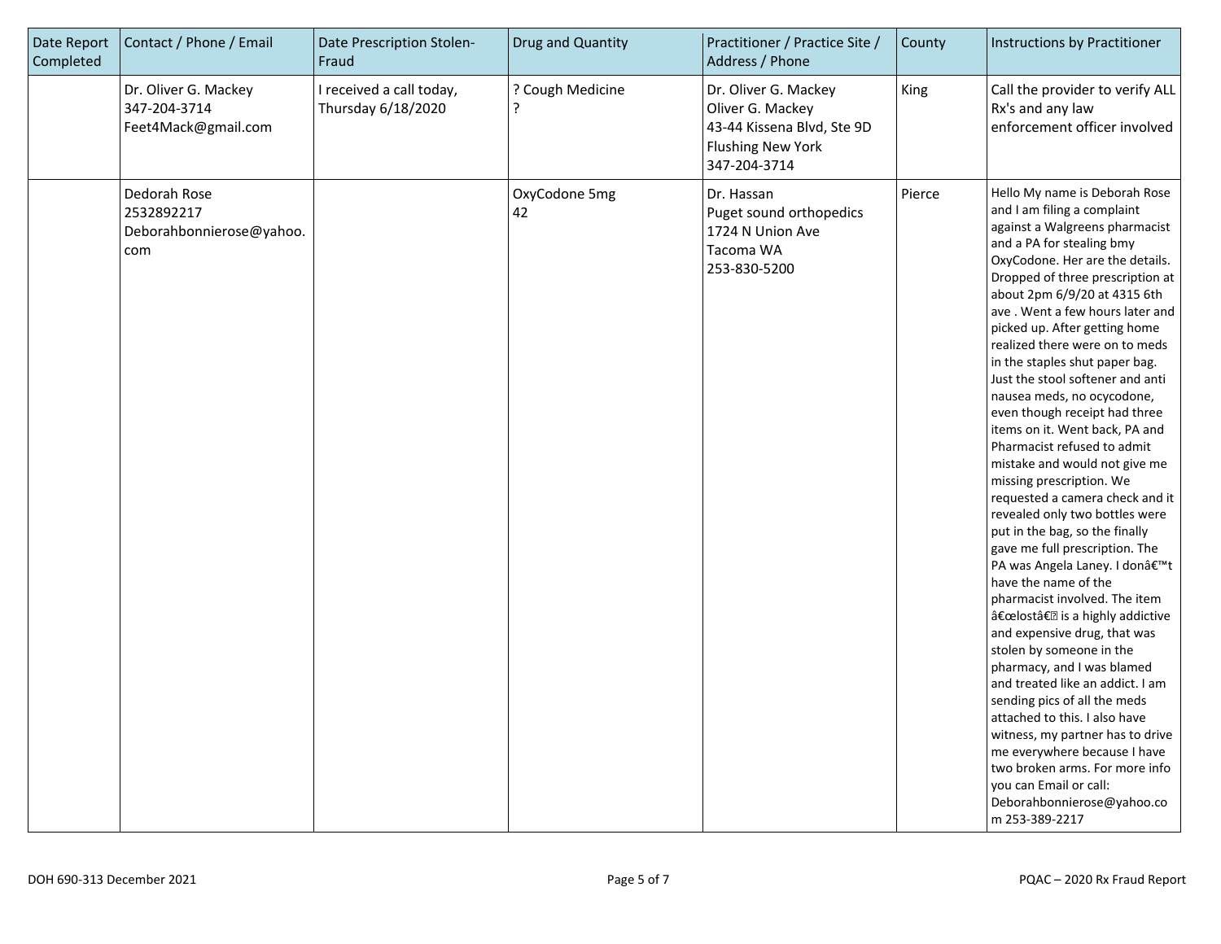| Date Report Completed | Contact / Phone / Email | Date Prescription Stolen-Fraud | Drug and Quantity | Practitioner / Practice Site / Address / Phone | County | Instructions by Practitioner |
|---|---|---|---|---|---|---|
| | Dr. Oliver G. Mackey<br>347-204-3714<br>Feet4Mack@gmail.com | I received a call today, Thursday 6/18/2020 | ? Cough Medicine<br>? | Dr. Oliver G. Mackey<br>Oliver G. Mackey<br>43-44 Kissena Blvd, Ste 9D<br>Flushing New York<br>347-204-3714 | King | Call the provider to verify ALL Rx's and any law enforcement officer involved |
| | Dedorah Rose<br>2532892217<br>Deborahbonnierose@yahoo.com | | OxyCodone 5mg<br>42 | Dr. Hassan<br>Puget sound orthopedics<br>1724 N Union Ave<br>Tacoma WA<br>253-830-5200 | Pierce | Hello My name is Deborah Rose and I am filing a complaint against a Walgreens pharmacist and a PA for stealing bmy OxyCodone. Her are the details. Dropped of three prescription at about 2pm 6/9/20 at 4315 6th ave . Went a few hours later and picked up. After getting home realized there were on to meds in the staples shut paper bag. Just the stool softener and anti nausea meds, no ocycodone, even though receipt had three items on it. Went back, PA and Pharmacist refused to admit mistake and would not give me missing prescription. We requested a camera check and it revealed only two bottles were put in the bag, so the finally gave me full prescription. The PA was Angela Laney. I donâ€™t have the name of the pharmacist involved. The item â€œlostâ€ is a highly addictive and expensive drug, that was stolen by someone in the pharmacy, and I was blamed and treated like an addict. I am sending pics of all the meds attached to this. I also have witness, my partner has to drive me everywhere because I have two broken arms. For more info you can Email or call: Deborahbonnierose@yahoo.com 253-389-2217 |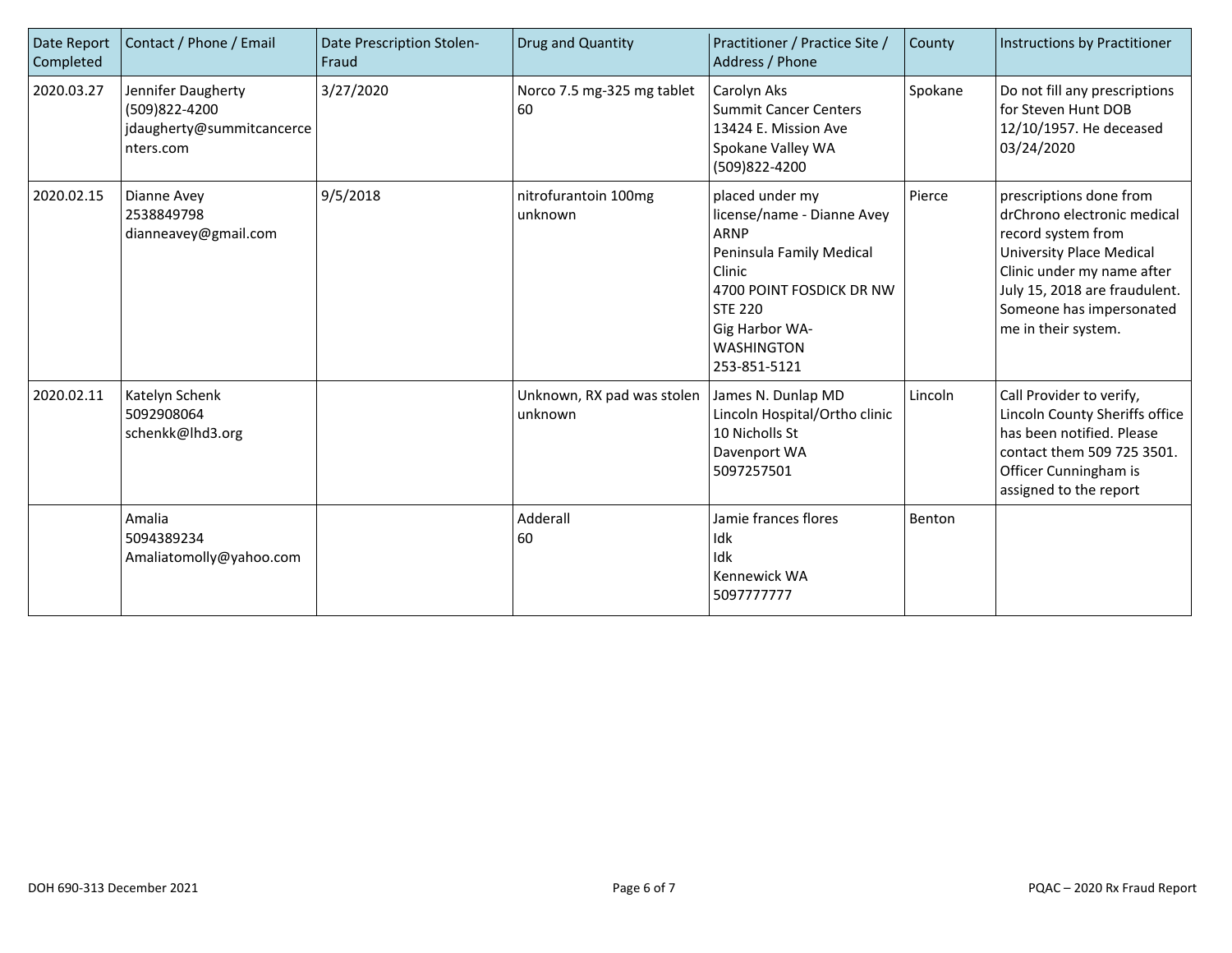| Date Report Completed | Contact / Phone / Email | Date Prescription Stolen-Fraud | Drug and Quantity | Practitioner / Practice Site / Address / Phone | County | Instructions by Practitioner |
|---|---|---|---|---|---|---|
| 2020.03.27 | Jennifer Daugherty (509)822-4200 jdaugherty@summitcancercenters.com | 3/27/2020 | Norco 7.5 mg-325 mg tablet 60 | Carolyn Aks Summit Cancer Centers 13424 E. Mission Ave Spokane Valley WA (509)822-4200 | Spokane | Do not fill any prescriptions for Steven Hunt DOB 12/10/1957. He deceased 03/24/2020 |
| 2020.02.15 | Dianne Avey 2538849798 dianneavey@gmail.com | 9/5/2018 | nitrofurantoin 100mg unknown | placed under my license/name - Dianne Avey ARNP Peninsula Family Medical Clinic 4700 POINT FOSDICK DR NW STE 220 Gig Harbor WA-WASHINGTON 253-851-5121 | Pierce | prescriptions done from drChrono electronic medical record system from University Place Medical Clinic under my name after July 15, 2018 are fraudulent. Someone has impersonated me in their system. |
| 2020.02.11 | Katelyn Schenk 5092908064 schenkk@lhd3.org | | Unknown, RX pad was stolen unknown | James N. Dunlap MD Lincoln Hospital/Ortho clinic 10 Nicholls St Davenport WA 5097257501 | Lincoln | Call Provider to verify, Lincoln County Sheriffs office has been notified. Please contact them 509 725 3501. Officer Cunningham is assigned to the report |
| | Amalia 5094389234 Amaliatomolly@yahoo.com | | Adderall 60 | Jamie frances flores Idk Idk Kennewick WA 5097777777 | Benton | |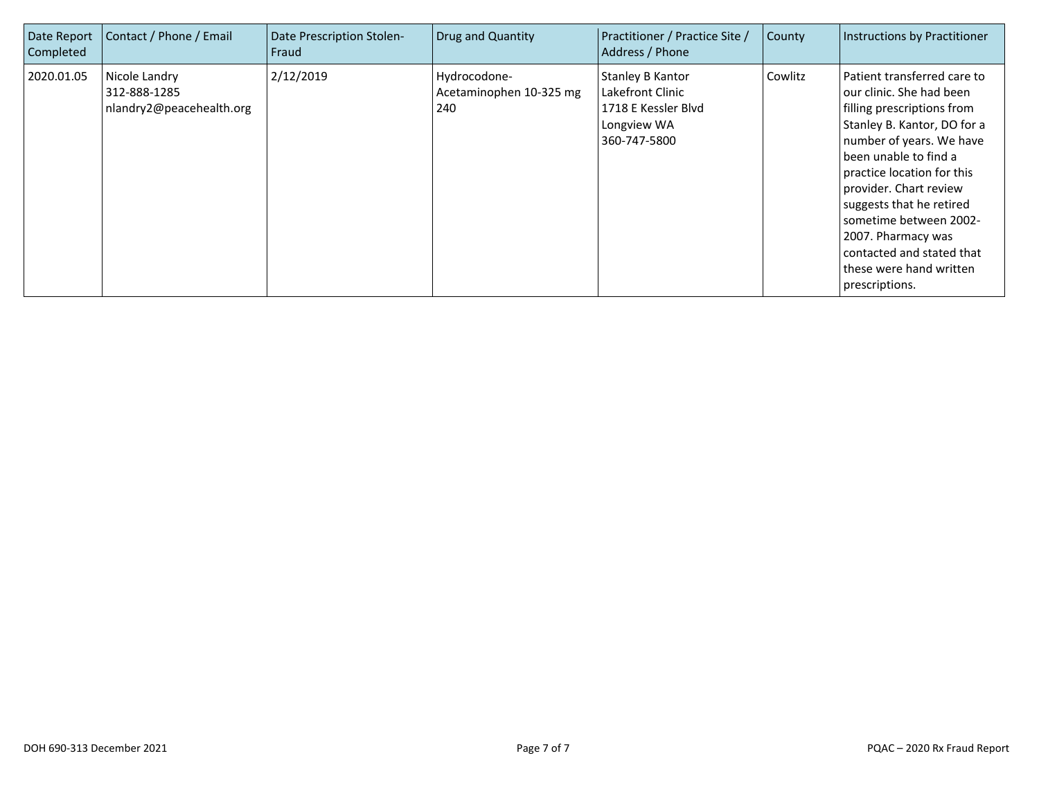| Date Report Completed | Contact / Phone / Email | Date Prescription Stolen-Fraud | Drug and Quantity | Practitioner / Practice Site / Address / Phone | County | Instructions by Practitioner |
|---|---|---|---|---|---|---|
| 2020.01.05 | Nicole Landry<br>312-888-1285<br>nlandry2@peacehealth.org | 2/12/2019 | Hydrocodone-Acetaminophen 10-325 mg<br>240 | Stanley B Kantor<br>Lakefront Clinic<br>1718 E Kessler Blvd<br>Longview WA<br>360-747-5800 | Cowlitz | Patient transferred care to our clinic. She had been filling prescriptions from Stanley B. Kantor, DO for a number of years. We have been unable to find a practice location for this provider. Chart review suggests that he retired sometime between 2002-2007. Pharmacy was contacted and stated that these were hand written prescriptions. |